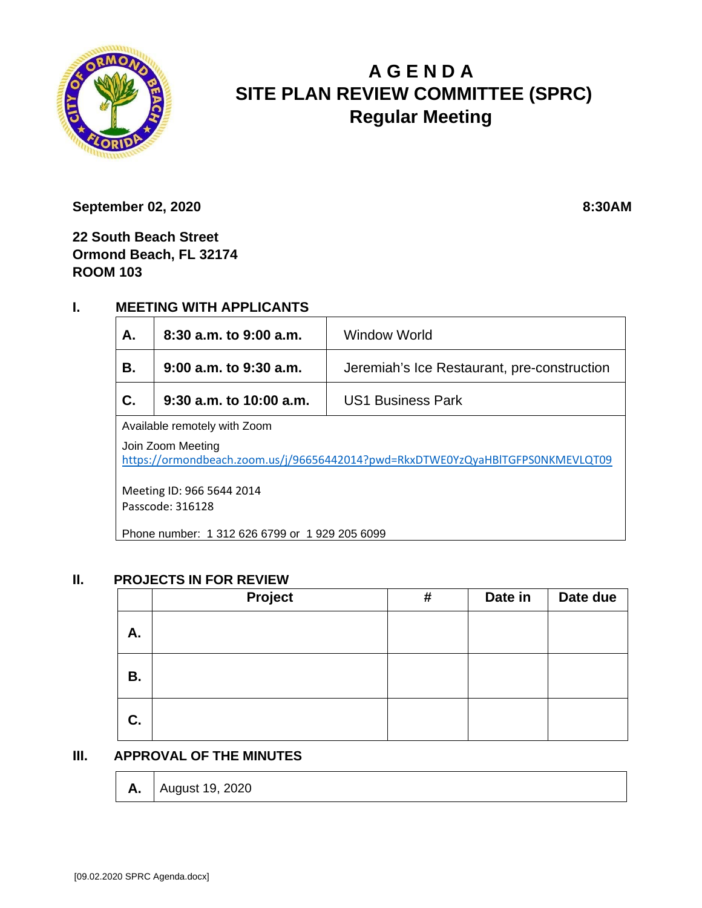# A G E N D A
# SITE PLAN REVIEW COMMITTEE (SPRC)
## Regular Meeting

**September 02, 2020** **8:30AM**

**22 South Beach Street**
**Ormond Beach, FL 32174**
**ROOM 103**

## I. MEETING WITH APPLICANTS

| | | |
|---|---|---|
| **A.** | **8:30 a.m. to 9:00 a.m.** | Window World |
| **B.** | **9:00 a.m. to 9:30 a.m.** | Jeremiah's Ice Restaurant, pre-construction |
| **C.** | **9:30 a.m. to 10:00 a.m.** | US1 Business Park |

Available remotely with Zoom

Join Zoom Meeting
https://ormondbeach.zoom.us/j/96656442014?pwd=RkxDTWE0YzQyaHBlTGFPS0NKMEVLQT09

Meeting ID: 966 5644 2014
Passcode: 316128

Phone number: 1 312 626 6799 or 1 929 205 6099

## II. PROJECTS IN FOR REVIEW

| | Project | # | Date in | Date due |
|---|---|---|---|---|
| **A.** | | | | |
| **B.** | | | | |
| **C.** | | | | |

## III. APPROVAL OF THE MINUTES

| | |
|---|---|
| **A.** | August 19, 2020 |

[09.02.2020 SPRC Agenda.docx]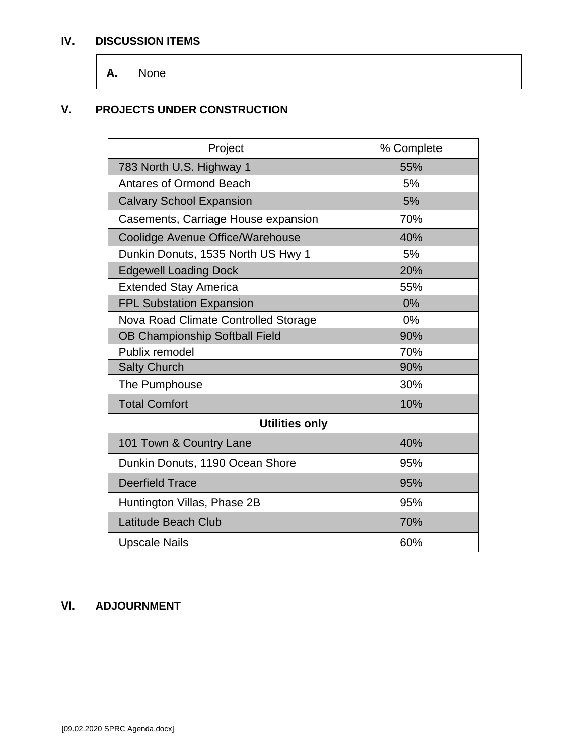## IV. DISCUSSION ITEMS

| | |
|---|---|
| **A.** | None |

## V. PROJECTS UNDER CONSTRUCTION

| Project | % Complete |
|---|---|
| 783 North U.S. Highway 1 | 55% |
| Antares of Ormond Beach | 5% |
| Calvary School Expansion | 5% |
| Casements, Carriage House expansion | 70% |
| Coolidge Avenue Office/Warehouse | 40% |
| Dunkin Donuts, 1535 North US Hwy 1 | 5% |
| Edgewell Loading Dock | 20% |
| Extended Stay America | 55% |
| FPL Substation Expansion | 0% |
| Nova Road Climate Controlled Storage | 0% |
| OB Championship Softball Field | 90% |
| Publix remodel | 70% |
| Salty Church | 90% |
| The Pumphouse | 30% |
| Total Comfort | 10% |
| **Utilities only** | |
| 101 Town & Country Lane | 40% |
| Dunkin Donuts, 1190 Ocean Shore | 95% |
| Deerfield Trace | 95% |
| Huntington Villas, Phase 2B | 95% |
| Latitude Beach Club | 70% |
| Upscale Nails | 60% |

## VI. ADJOURNMENT

[09.02.2020 SPRC Agenda.docx]